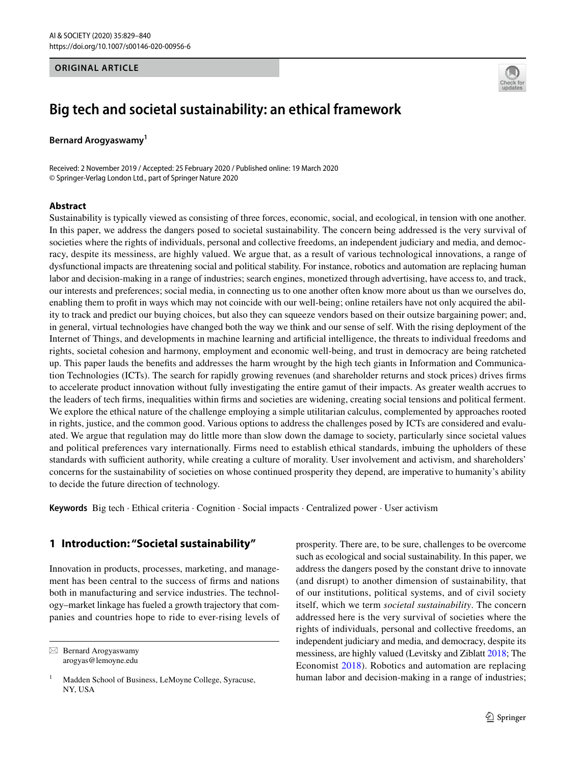ORIGINAL ARTICLE

# Big tech and societal sustainability: an ethical framework

**Bernard Arogyaswamy**[1]

Received: 2 November 2019 / Accepted: 25 February 2020 / Published online: 19 March 2020
© Springer-Verlag London Ltd., part of Springer Nature 2020

## Abstract

Sustainability is typically viewed as consisting of three forces, economic, social, and ecological, in tension with one another. In this paper, we address the dangers posed to societal sustainability. The concern being addressed is the very survival of societies where the rights of individuals, personal and collective freedoms, an independent judiciary and media, and democracy, despite its messiness, are highly valued. We argue that, as a result of various technological innovations, a range of dysfunctional impacts are threatening social and political stability. For instance, robotics and automation are replacing human labor and decision-making in a range of industries; search engines, monetized through advertising, have access to, and track, our interests and preferences; social media, in connecting us to one another often know more about us than we ourselves do, enabling them to profit in ways which may not coincide with our well-being; online retailers have not only acquired the ability to track and predict our buying choices, but also they can squeeze vendors based on their outsize bargaining power; and, in general, virtual technologies have changed both the way we think and our sense of self. With the rising deployment of the Internet of Things, and developments in machine learning and artificial intelligence, the threats to individual freedoms and rights, societal cohesion and harmony, employment and economic well-being, and trust in democracy are being ratcheted up. This paper lauds the benefits and addresses the harm wrought by the high tech giants in Information and Communication Technologies (ICTs). The search for rapidly growing revenues (and shareholder returns and stock prices) drives firms to accelerate product innovation without fully investigating the entire gamut of their impacts. As greater wealth accrues to the leaders of tech firms, inequalities within firms and societies are widening, creating social tensions and political ferment. We explore the ethical nature of the challenge employing a simple utilitarian calculus, complemented by approaches rooted in rights, justice, and the common good. Various options to address the challenges posed by ICTs are considered and evaluated. We argue that regulation may do little more than slow down the damage to society, particularly since societal values and political preferences vary internationally. Firms need to establish ethical standards, imbuing the upholders of these standards with sufficient authority, while creating a culture of morality. User involvement and activism, and shareholders' concerns for the sustainability of societies on whose continued prosperity they depend, are imperative to humanity's ability to decide the future direction of technology.

**Keywords** Big tech · Ethical criteria · Cognition · Social impacts · Centralized power · User activism

## 1 Introduction: "Societal sustainability"

Innovation in products, processes, marketing, and management has been central to the success of firms and nations both in manufacturing and service industries. The technology–market linkage has fueled a growth trajectory that companies and countries hope to ride to ever-rising levels of prosperity. There are, to be sure, challenges to be overcome such as ecological and social sustainability. In this paper, we address the dangers posed by the constant drive to innovate (and disrupt) to another dimension of sustainability, that of our institutions, political systems, and of civil society itself, which we term *societal sustainability*. The concern addressed here is the very survival of societies where the rights of individuals, personal and collective freedoms, an independent judiciary and media, and democracy, despite its messiness, are highly valued (Levitsky and Ziblatt 2018; The Economist 2018). Robotics and automation are replacing human labor and decision-making in a range of industries;

✉ Bernard Arogyaswamy
arogyas@lemoyne.edu

[1] Madden School of Business, LeMoyne College, Syracuse, NY, USA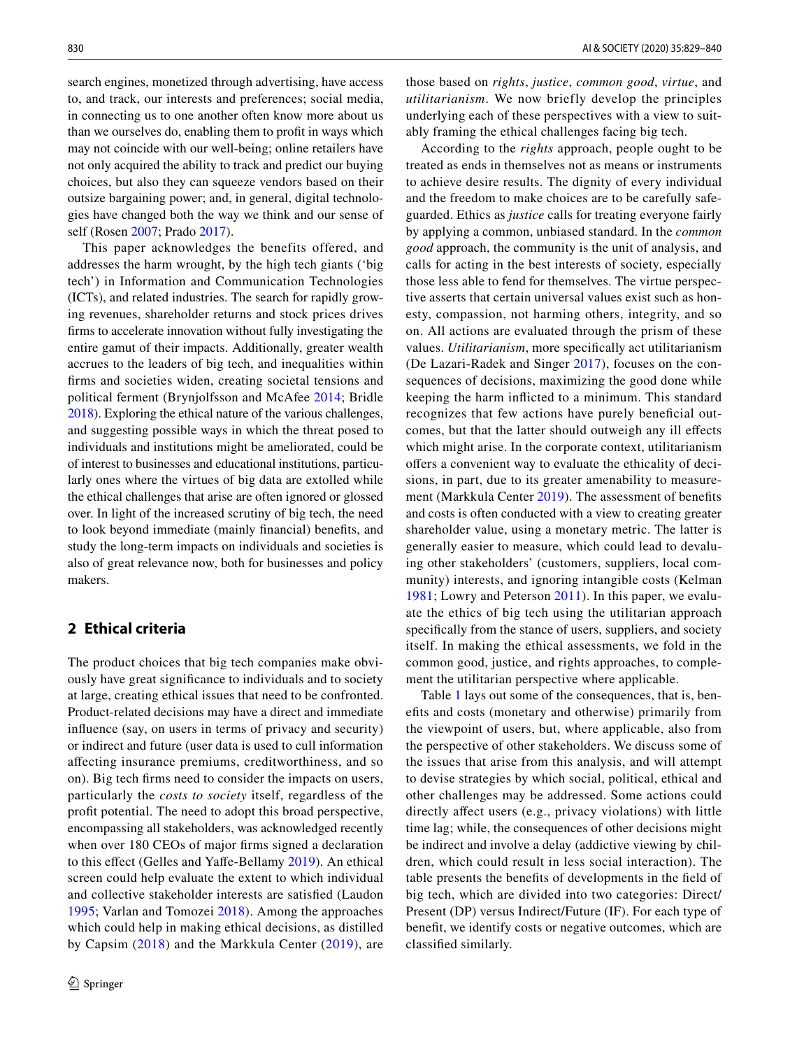search engines, monetized through advertising, have access to, and track, our interests and preferences; social media, in connecting us to one another often know more about us than we ourselves do, enabling them to profit in ways which may not coincide with our well-being; online retailers have not only acquired the ability to track and predict our buying choices, but also they can squeeze vendors based on their outsize bargaining power; and, in general, digital technologies have changed both the way we think and our sense of self (Rosen 2007; Prado 2017).

This paper acknowledges the benefits offered, and addresses the harm wrought, by the high tech giants ('big tech') in Information and Communication Technologies (ICTs), and related industries. The search for rapidly growing revenues, shareholder returns and stock prices drives firms to accelerate innovation without fully investigating the entire gamut of their impacts. Additionally, greater wealth accrues to the leaders of big tech, and inequalities within firms and societies widen, creating societal tensions and political ferment (Brynjolfsson and McAfee 2014; Bridle 2018). Exploring the ethical nature of the various challenges, and suggesting possible ways in which the threat posed to individuals and institutions might be ameliorated, could be of interest to businesses and educational institutions, particularly ones where the virtues of big data are extolled while the ethical challenges that arise are often ignored or glossed over. In light of the increased scrutiny of big tech, the need to look beyond immediate (mainly financial) benefits, and study the long-term impacts on individuals and societies is also of great relevance now, both for businesses and policy makers.

## 2 Ethical criteria

The product choices that big tech companies make obviously have great significance to individuals and to society at large, creating ethical issues that need to be confronted. Product-related decisions may have a direct and immediate influence (say, on users in terms of privacy and security) or indirect and future (user data is used to cull information affecting insurance premiums, creditworthiness, and so on). Big tech firms need to consider the impacts on users, particularly the *costs to society* itself, regardless of the profit potential. The need to adopt this broad perspective, encompassing all stakeholders, was acknowledged recently when over 180 CEOs of major firms signed a declaration to this effect (Gelles and Yaffe-Bellamy 2019). An ethical screen could help evaluate the extent to which individual and collective stakeholder interests are satisfied (Laudon 1995; Varlan and Tomozei 2018). Among the approaches which could help in making ethical decisions, as distilled by Capsim (2018) and the Markkula Center (2019), are those based on *rights*, *justice*, *common good*, *virtue*, and *utilitarianism*. We now briefly develop the principles underlying each of these perspectives with a view to suitably framing the ethical challenges facing big tech.

According to the *rights* approach, people ought to be treated as ends in themselves not as means or instruments to achieve desire results. The dignity of every individual and the freedom to make choices are to be carefully safeguarded. Ethics as *justice* calls for treating everyone fairly by applying a common, unbiased standard. In the *common good* approach, the community is the unit of analysis, and calls for acting in the best interests of society, especially those less able to fend for themselves. The virtue perspective asserts that certain universal values exist such as honesty, compassion, not harming others, integrity, and so on. All actions are evaluated through the prism of these values. *Utilitarianism*, more specifically act utilitarianism (De Lazari-Radek and Singer 2017), focuses on the consequences of decisions, maximizing the good done while keeping the harm inflicted to a minimum. This standard recognizes that few actions have purely beneficial outcomes, but that the latter should outweigh any ill effects which might arise. In the corporate context, utilitarianism offers a convenient way to evaluate the ethicality of decisions, in part, due to its greater amenability to measurement (Markkula Center 2019). The assessment of benefits and costs is often conducted with a view to creating greater shareholder value, using a monetary metric. The latter is generally easier to measure, which could lead to devaluing other stakeholders' (customers, suppliers, local community) interests, and ignoring intangible costs (Kelman 1981; Lowry and Peterson 2011). In this paper, we evaluate the ethics of big tech using the utilitarian approach specifically from the stance of users, suppliers, and society itself. In making the ethical assessments, we fold in the common good, justice, and rights approaches, to complement the utilitarian perspective where applicable.

Table 1 lays out some of the consequences, that is, benefits and costs (monetary and otherwise) primarily from the viewpoint of users, but, where applicable, also from the perspective of other stakeholders. We discuss some of the issues that arise from this analysis, and will attempt to devise strategies by which social, political, ethical and other challenges may be addressed. Some actions could directly affect users (e.g., privacy violations) with little time lag; while, the consequences of other decisions might be indirect and involve a delay (addictive viewing by children, which could result in less social interaction). The table presents the benefits of developments in the field of big tech, which are divided into two categories: Direct/Present (DP) versus Indirect/Future (IF). For each type of benefit, we identify costs or negative outcomes, which are classified similarly.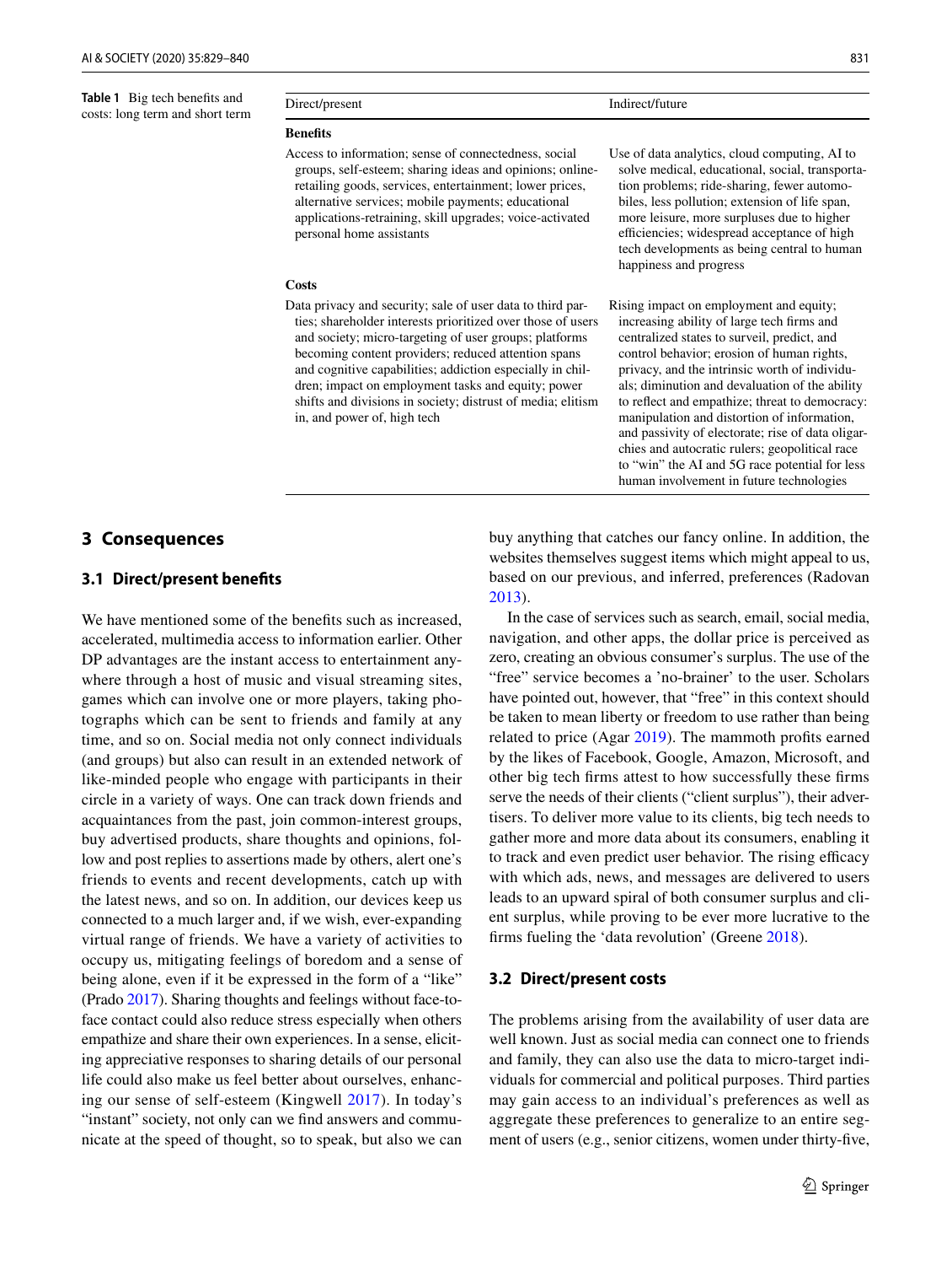**Table 1** Big tech benefits and costs: long term and short term

| Direct/present | Indirect/future |
|---|---|
| **Benefits** | |
| Access to information; sense of connectedness, social groups, self-esteem; sharing ideas and opinions; online-retailing goods, services, entertainment; lower prices, alternative services; mobile payments; educational applications-retraining, skill upgrades; voice-activated personal home assistants | Use of data analytics, cloud computing, AI to solve medical, educational, social, transportation problems; ride-sharing, fewer automobiles, less pollution; extension of life span, more leisure, more surpluses due to higher efficiencies; widespread acceptance of high tech developments as being central to human happiness and progress |
| **Costs** | |
| Data privacy and security; sale of user data to third parties; shareholder interests prioritized over those of users and society; micro-targeting of user groups; platforms becoming content providers; reduced attention spans and cognitive capabilities; addiction especially in children; impact on employment tasks and equity; power shifts and divisions in society; distrust of media; elitism in, and power of, high tech | Rising impact on employment and equity; increasing ability of large tech firms and centralized states to surveil, predict, and control behavior; erosion of human rights, privacy, and the intrinsic worth of individuals; diminution and devaluation of the ability to reflect and empathize; threat to democracy: manipulation and distortion of information, and passivity of electorate; rise of data oligarchies and autocratic rulers; geopolitical race to "win" the AI and 5G race potential for less human involvement in future technologies |

## 3 Consequences

### 3.1 Direct/present benefits

We have mentioned some of the benefits such as increased, accelerated, multimedia access to information earlier. Other DP advantages are the instant access to entertainment anywhere through a host of music and visual streaming sites, games which can involve one or more players, taking photographs which can be sent to friends and family at any time, and so on. Social media not only connect individuals (and groups) but also can result in an extended network of like-minded people who engage with participants in their circle in a variety of ways. One can track down friends and acquaintances from the past, join common-interest groups, buy advertised products, share thoughts and opinions, follow and post replies to assertions made by others, alert one's friends to events and recent developments, catch up with the latest news, and so on. In addition, our devices keep us connected to a much larger and, if we wish, ever-expanding virtual range of friends. We have a variety of activities to occupy us, mitigating feelings of boredom and a sense of being alone, even if it be expressed in the form of a "like" (Prado 2017). Sharing thoughts and feelings without face-to-face contact could also reduce stress especially when others empathize and share their own experiences. In a sense, eliciting appreciative responses to sharing details of our personal life could also make us feel better about ourselves, enhancing our sense of self-esteem (Kingwell 2017). In today's "instant" society, not only can we find answers and communicate at the speed of thought, so to speak, but also we can buy anything that catches our fancy online. In addition, the websites themselves suggest items which might appeal to us, based on our previous, and inferred, preferences (Radovan 2013).

In the case of services such as search, email, social media, navigation, and other apps, the dollar price is perceived as zero, creating an obvious consumer's surplus. The use of the "free" service becomes a 'no-brainer' to the user. Scholars have pointed out, however, that "free" in this context should be taken to mean liberty or freedom to use rather than being related to price (Agar 2019). The mammoth profits earned by the likes of Facebook, Google, Amazon, Microsoft, and other big tech firms attest to how successfully these firms serve the needs of their clients ("client surplus"), their advertisers. To deliver more value to its clients, big tech needs to gather more and more data about its consumers, enabling it to track and even predict user behavior. The rising efficacy with which ads, news, and messages are delivered to users leads to an upward spiral of both consumer surplus and client surplus, while proving to be ever more lucrative to the firms fueling the 'data revolution' (Greene 2018).

### 3.2 Direct/present costs

The problems arising from the availability of user data are well known. Just as social media can connect one to friends and family, they can also use the data to micro-target individuals for commercial and political purposes. Third parties may gain access to an individual's preferences as well as aggregate these preferences to generalize to an entire segment of users (e.g., senior citizens, women under thirty-five,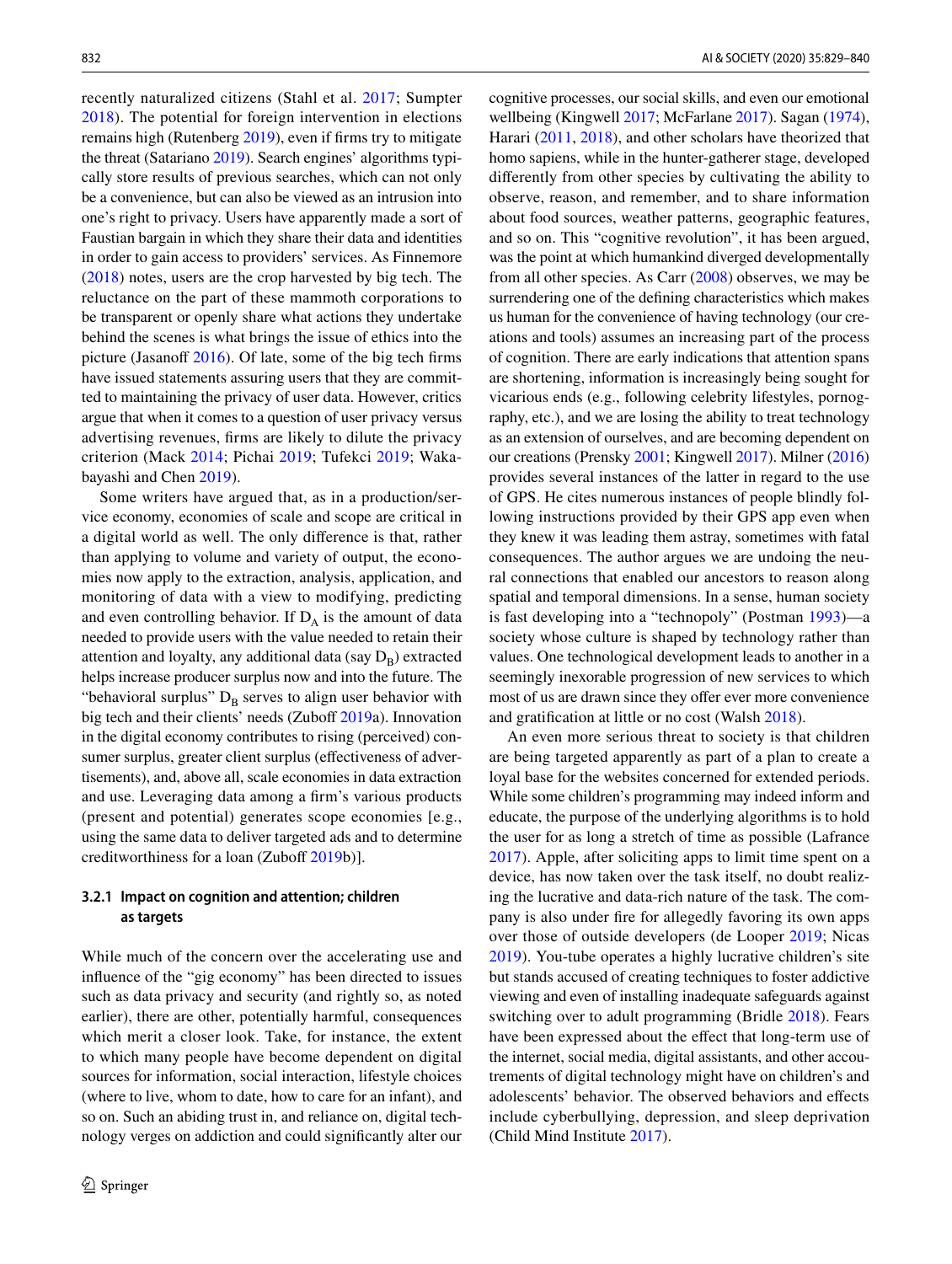recently naturalized citizens (Stahl et al. 2017; Sumpter 2018). The potential for foreign intervention in elections remains high (Rutenberg 2019), even if firms try to mitigate the threat (Satariano 2019). Search engines' algorithms typically store results of previous searches, which can not only be a convenience, but can also be viewed as an intrusion into one's right to privacy. Users have apparently made a sort of Faustian bargain in which they share their data and identities in order to gain access to providers' services. As Finnemore (2018) notes, users are the crop harvested by big tech. The reluctance on the part of these mammoth corporations to be transparent or openly share what actions they undertake behind the scenes is what brings the issue of ethics into the picture (Jasanoff 2016). Of late, some of the big tech firms have issued statements assuring users that they are committed to maintaining the privacy of user data. However, critics argue that when it comes to a question of user privacy versus advertising revenues, firms are likely to dilute the privacy criterion (Mack 2014; Pichai 2019; Tufekci 2019; Wakabayashi and Chen 2019).

Some writers have argued that, as in a production/service economy, economies of scale and scope are critical in a digital world as well. The only difference is that, rather than applying to volume and variety of output, the economies now apply to the extraction, analysis, application, and monitoring of data with a view to modifying, predicting and even controlling behavior. If $D_A$ is the amount of data needed to provide users with the value needed to retain their attention and loyalty, any additional data (say $D_B$) extracted helps increase producer surplus now and into the future. The "behavioral surplus" $D_B$ serves to align user behavior with big tech and their clients' needs (Zuboff 2019a). Innovation in the digital economy contributes to rising (perceived) consumer surplus, greater client surplus (effectiveness of advertisements), and, above all, scale economies in data extraction and use. Leveraging data among a firm's various products (present and potential) generates scope economies [e.g., using the same data to deliver targeted ads and to determine creditworthiness for a loan (Zuboff 2019b)].

### 3.2.1 Impact on cognition and attention; children as targets

While much of the concern over the accelerating use and influence of the "gig economy" has been directed to issues such as data privacy and security (and rightly so, as noted earlier), there are other, potentially harmful, consequences which merit a closer look. Take, for instance, the extent to which many people have become dependent on digital sources for information, social interaction, lifestyle choices (where to live, whom to date, how to care for an infant), and so on. Such an abiding trust in, and reliance on, digital technology verges on addiction and could significantly alter our cognitive processes, our social skills, and even our emotional wellbeing (Kingwell 2017; McFarlane 2017). Sagan (1974), Harari (2011, 2018), and other scholars have theorized that homo sapiens, while in the hunter-gatherer stage, developed differently from other species by cultivating the ability to observe, reason, and remember, and to share information about food sources, weather patterns, geographic features, and so on. This "cognitive revolution", it has been argued, was the point at which humankind diverged developmentally from all other species. As Carr (2008) observes, we may be surrendering one of the defining characteristics which makes us human for the convenience of having technology (our creations and tools) assumes an increasing part of the process of cognition. There are early indications that attention spans are shortening, information is increasingly being sought for vicarious ends (e.g., following celebrity lifestyles, pornography, etc.), and we are losing the ability to treat technology as an extension of ourselves, and are becoming dependent on our creations (Prensky 2001; Kingwell 2017). Milner (2016) provides several instances of the latter in regard to the use of GPS. He cites numerous instances of people blindly following instructions provided by their GPS app even when they knew it was leading them astray, sometimes with fatal consequences. The author argues we are undoing the neural connections that enabled our ancestors to reason along spatial and temporal dimensions. In a sense, human society is fast developing into a "technopoly" (Postman 1993)—a society whose culture is shaped by technology rather than values. One technological development leads to another in a seemingly inexorable progression of new services to which most of us are drawn since they offer ever more convenience and gratification at little or no cost (Walsh 2018).

An even more serious threat to society is that children are being targeted apparently as part of a plan to create a loyal base for the websites concerned for extended periods. While some children's programming may indeed inform and educate, the purpose of the underlying algorithms is to hold the user for as long a stretch of time as possible (Lafrance 2017). Apple, after soliciting apps to limit time spent on a device, has now taken over the task itself, no doubt realizing the lucrative and data-rich nature of the task. The company is also under fire for allegedly favoring its own apps over those of outside developers (de Looper 2019; Nicas 2019). You-tube operates a highly lucrative children's site but stands accused of creating techniques to foster addictive viewing and even of installing inadequate safeguards against switching over to adult programming (Bridle 2018). Fears have been expressed about the effect that long-term use of the internet, social media, digital assistants, and other accoutrements of digital technology might have on children's and adolescents' behavior. The observed behaviors and effects include cyberbullying, depression, and sleep deprivation (Child Mind Institute 2017).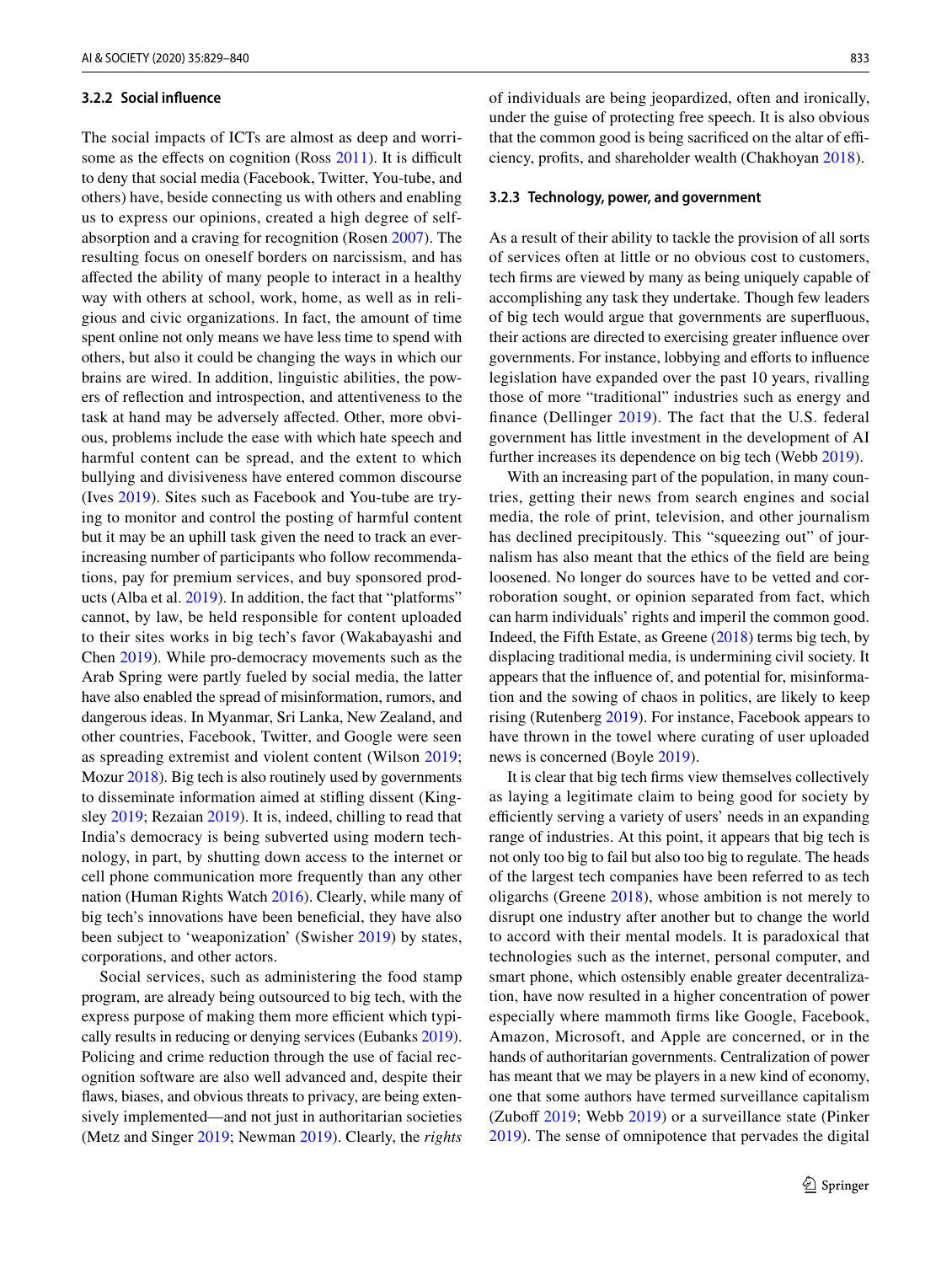#### 3.2.2 Social influence

The social impacts of ICTs are almost as deep and worrisome as the effects on cognition (Ross 2011). It is difficult to deny that social media (Facebook, Twitter, You-tube, and others) have, beside connecting us with others and enabling us to express our opinions, created a high degree of self-absorption and a craving for recognition (Rosen 2007). The resulting focus on oneself borders on narcissism, and has affected the ability of many people to interact in a healthy way with others at school, work, home, as well as in religious and civic organizations. In fact, the amount of time spent online not only means we have less time to spend with others, but also it could be changing the ways in which our brains are wired. In addition, linguistic abilities, the powers of reflection and introspection, and attentiveness to the task at hand may be adversely affected. Other, more obvious, problems include the ease with which hate speech and harmful content can be spread, and the extent to which bullying and divisiveness have entered common discourse (Ives 2019). Sites such as Facebook and You-tube are trying to monitor and control the posting of harmful content but it may be an uphill task given the need to track an ever-increasing number of participants who follow recommendations, pay for premium services, and buy sponsored products (Alba et al. 2019). In addition, the fact that "platforms" cannot, by law, be held responsible for content uploaded to their sites works in big tech's favor (Wakabayashi and Chen 2019). While pro-democracy movements such as the Arab Spring were partly fueled by social media, the latter have also enabled the spread of misinformation, rumors, and dangerous ideas. In Myanmar, Sri Lanka, New Zealand, and other countries, Facebook, Twitter, and Google were seen as spreading extremist and violent content (Wilson 2019; Mozur 2018). Big tech is also routinely used by governments to disseminate information aimed at stifling dissent (Kingsley 2019; Rezaian 2019). It is, indeed, chilling to read that India's democracy is being subverted using modern technology, in part, by shutting down access to the internet or cell phone communication more frequently than any other nation (Human Rights Watch 2016). Clearly, while many of big tech's innovations have been beneficial, they have also been subject to 'weaponization' (Swisher 2019) by states, corporations, and other actors.

Social services, such as administering the food stamp program, are already being outsourced to big tech, with the express purpose of making them more efficient which typically results in reducing or denying services (Eubanks 2019). Policing and crime reduction through the use of facial recognition software are also well advanced and, despite their flaws, biases, and obvious threats to privacy, are being extensively implemented—and not just in authoritarian societies (Metz and Singer 2019; Newman 2019). Clearly, the *rights* of individuals are being jeopardized, often and ironically, under the guise of protecting free speech. It is also obvious that the common good is being sacrificed on the altar of efficiency, profits, and shareholder wealth (Chakhoyan 2018).

#### 3.2.3 Technology, power, and government

As a result of their ability to tackle the provision of all sorts of services often at little or no obvious cost to customers, tech firms are viewed by many as being uniquely capable of accomplishing any task they undertake. Though few leaders of big tech would argue that governments are superfluous, their actions are directed to exercising greater influence over governments. For instance, lobbying and efforts to influence legislation have expanded over the past 10 years, rivalling those of more "traditional" industries such as energy and finance (Dellinger 2019). The fact that the U.S. federal government has little investment in the development of AI further increases its dependence on big tech (Webb 2019).

With an increasing part of the population, in many countries, getting their news from search engines and social media, the role of print, television, and other journalism has declined precipitously. This "squeezing out" of journalism has also meant that the ethics of the field are being loosened. No longer do sources have to be vetted and corroboration sought, or opinion separated from fact, which can harm individuals' rights and imperil the common good. Indeed, the Fifth Estate, as Greene (2018) terms big tech, by displacing traditional media, is undermining civil society. It appears that the influence of, and potential for, misinformation and the sowing of chaos in politics, are likely to keep rising (Rutenberg 2019). For instance, Facebook appears to have thrown in the towel where curating of user uploaded news is concerned (Boyle 2019).

It is clear that big tech firms view themselves collectively as laying a legitimate claim to being good for society by efficiently serving a variety of users' needs in an expanding range of industries. At this point, it appears that big tech is not only too big to fail but also too big to regulate. The heads of the largest tech companies have been referred to as tech oligarchs (Greene 2018), whose ambition is not merely to disrupt one industry after another but to change the world to accord with their mental models. It is paradoxical that technologies such as the internet, personal computer, and smart phone, which ostensibly enable greater decentralization, have now resulted in a higher concentration of power especially where mammoth firms like Google, Facebook, Amazon, Microsoft, and Apple are concerned, or in the hands of authoritarian governments. Centralization of power has meant that we may be players in a new kind of economy, one that some authors have termed surveillance capitalism (Zuboff 2019; Webb 2019) or a surveillance state (Pinker 2019). The sense of omnipotence that pervades the digital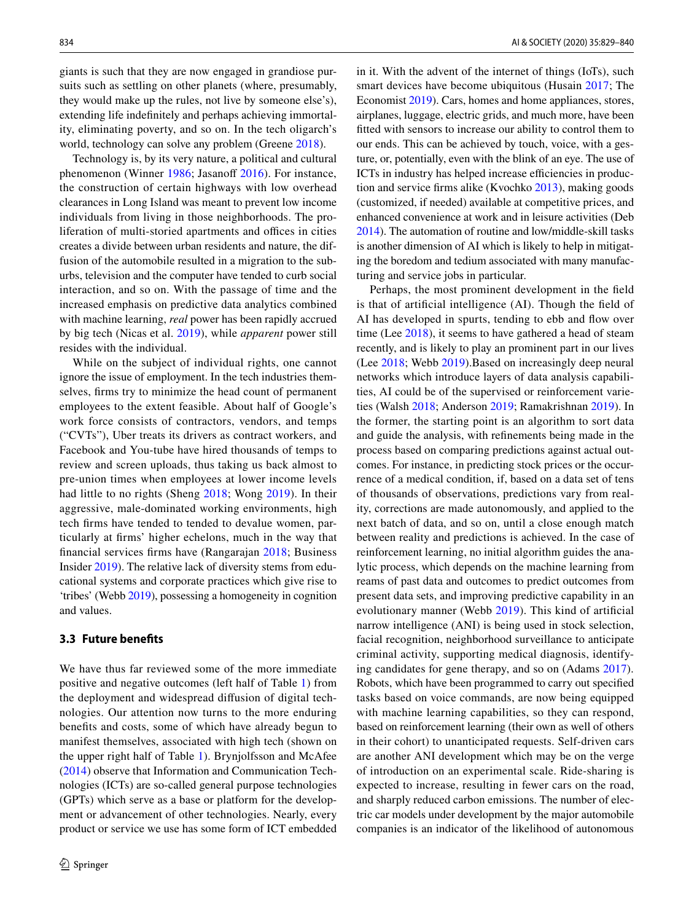giants is such that they are now engaged in grandiose pursuits such as settling on other planets (where, presumably, they would make up the rules, not live by someone else's), extending life indefinitely and perhaps achieving immortality, eliminating poverty, and so on. In the tech oligarch's world, technology can solve any problem (Greene 2018).

Technology is, by its very nature, a political and cultural phenomenon (Winner 1986; Jasanoff 2016). For instance, the construction of certain highways with low overhead clearances in Long Island was meant to prevent low income individuals from living in those neighborhoods. The proliferation of multi-storied apartments and offices in cities creates a divide between urban residents and nature, the diffusion of the automobile resulted in a migration to the suburbs, television and the computer have tended to curb social interaction, and so on. With the passage of time and the increased emphasis on predictive data analytics combined with machine learning, *real* power has been rapidly accrued by big tech (Nicas et al. 2019), while *apparent* power still resides with the individual.

While on the subject of individual rights, one cannot ignore the issue of employment. In the tech industries themselves, firms try to minimize the head count of permanent employees to the extent feasible. About half of Google's work force consists of contractors, vendors, and temps ("CVTs"), Uber treats its drivers as contract workers, and Facebook and You-tube have hired thousands of temps to review and screen uploads, thus taking us back almost to pre-union times when employees at lower income levels had little to no rights (Sheng 2018; Wong 2019). In their aggressive, male-dominated working environments, high tech firms have tended to tended to devalue women, particularly at firms' higher echelons, much in the way that financial services firms have (Rangarajan 2018; Business Insider 2019). The relative lack of diversity stems from educational systems and corporate practices which give rise to 'tribes' (Webb 2019), possessing a homogeneity in cognition and values.

### 3.3 Future benefits

We have thus far reviewed some of the more immediate positive and negative outcomes (left half of Table 1) from the deployment and widespread diffusion of digital technologies. Our attention now turns to the more enduring benefits and costs, some of which have already begun to manifest themselves, associated with high tech (shown on the upper right half of Table 1). Brynjolfsson and McAfee (2014) observe that Information and Communication Technologies (ICTs) are so-called general purpose technologies (GPTs) which serve as a base or platform for the development or advancement of other technologies. Nearly, every product or service we use has some form of ICT embedded in it. With the advent of the internet of things (IoTs), such smart devices have become ubiquitous (Husain 2017; The Economist 2019). Cars, homes and home appliances, stores, airplanes, luggage, electric grids, and much more, have been fitted with sensors to increase our ability to control them to our ends. This can be achieved by touch, voice, with a gesture, or, potentially, even with the blink of an eye. The use of ICTs in industry has helped increase efficiencies in production and service firms alike (Kvochko 2013), making goods (customized, if needed) available at competitive prices, and enhanced convenience at work and in leisure activities (Deb 2014). The automation of routine and low/middle-skill tasks is another dimension of AI which is likely to help in mitigating the boredom and tedium associated with many manufacturing and service jobs in particular.

Perhaps, the most prominent development in the field is that of artificial intelligence (AI). Though the field of AI has developed in spurts, tending to ebb and flow over time (Lee 2018), it seems to have gathered a head of steam recently, and is likely to play an prominent part in our lives (Lee 2018; Webb 2019).Based on increasingly deep neural networks which introduce layers of data analysis capabilities, AI could be of the supervised or reinforcement varieties (Walsh 2018; Anderson 2019; Ramakrishnan 2019). In the former, the starting point is an algorithm to sort data and guide the analysis, with refinements being made in the process based on comparing predictions against actual outcomes. For instance, in predicting stock prices or the occurrence of a medical condition, if, based on a data set of tens of thousands of observations, predictions vary from reality, corrections are made autonomously, and applied to the next batch of data, and so on, until a close enough match between reality and predictions is achieved. In the case of reinforcement learning, no initial algorithm guides the analytic process, which depends on the machine learning from reams of past data and outcomes to predict outcomes from present data sets, and improving predictive capability in an evolutionary manner (Webb 2019). This kind of artificial narrow intelligence (ANI) is being used in stock selection, facial recognition, neighborhood surveillance to anticipate criminal activity, supporting medical diagnosis, identifying candidates for gene therapy, and so on (Adams 2017). Robots, which have been programmed to carry out specified tasks based on voice commands, are now being equipped with machine learning capabilities, so they can respond, based on reinforcement learning (their own as well of others in their cohort) to unanticipated requests. Self-driven cars are another ANI development which may be on the verge of introduction on an experimental scale. Ride-sharing is expected to increase, resulting in fewer cars on the road, and sharply reduced carbon emissions. The number of electric car models under development by the major automobile companies is an indicator of the likelihood of autonomous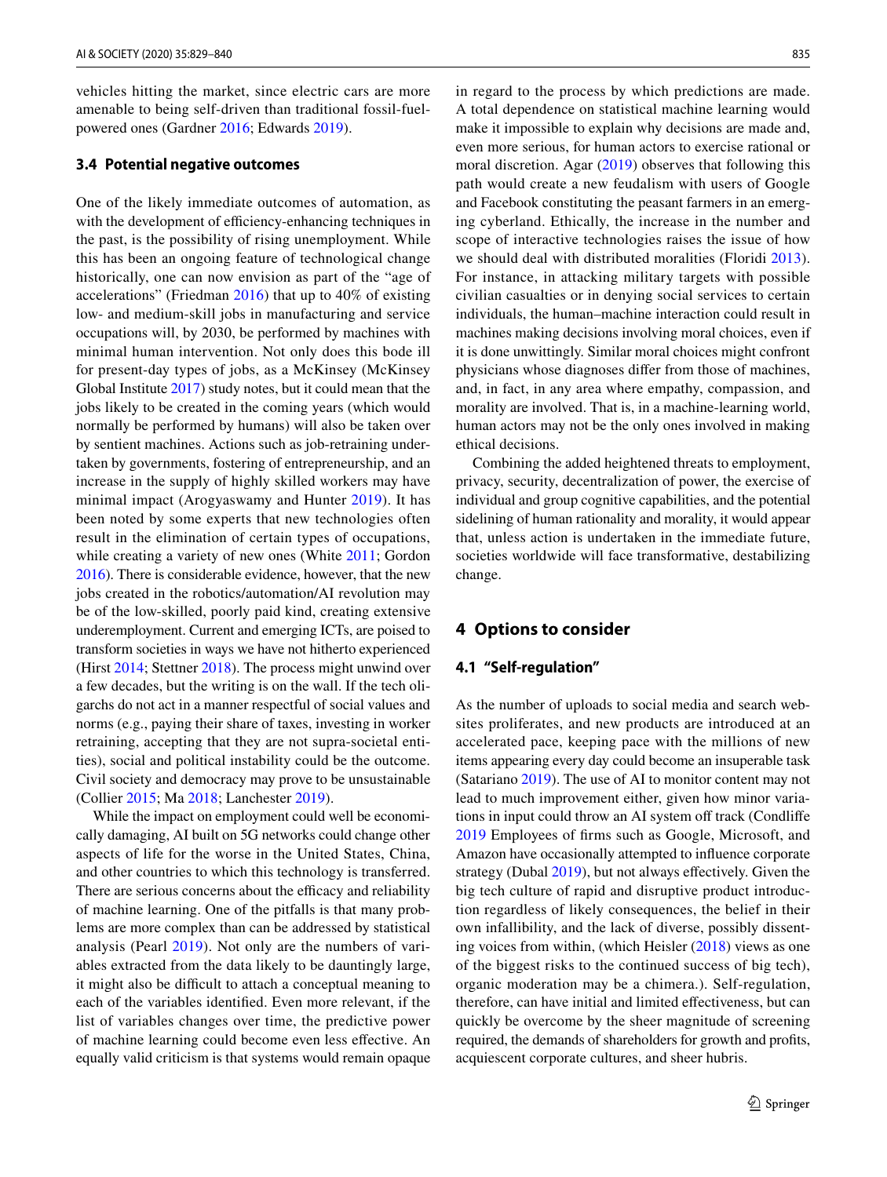vehicles hitting the market, since electric cars are more amenable to being self-driven than traditional fossil-fuel-powered ones (Gardner 2016; Edwards 2019).

### 3.4 Potential negative outcomes

One of the likely immediate outcomes of automation, as with the development of efficiency-enhancing techniques in the past, is the possibility of rising unemployment. While this has been an ongoing feature of technological change historically, one can now envision as part of the "age of accelerations" (Friedman 2016) that up to 40% of existing low- and medium-skill jobs in manufacturing and service occupations will, by 2030, be performed by machines with minimal human intervention. Not only does this bode ill for present-day types of jobs, as a McKinsey (McKinsey Global Institute 2017) study notes, but it could mean that the jobs likely to be created in the coming years (which would normally be performed by humans) will also be taken over by sentient machines. Actions such as job-retraining undertaken by governments, fostering of entrepreneurship, and an increase in the supply of highly skilled workers may have minimal impact (Arogyaswamy and Hunter 2019). It has been noted by some experts that new technologies often result in the elimination of certain types of occupations, while creating a variety of new ones (White 2011; Gordon 2016). There is considerable evidence, however, that the new jobs created in the robotics/automation/AI revolution may be of the low-skilled, poorly paid kind, creating extensive underemployment. Current and emerging ICTs, are poised to transform societies in ways we have not hitherto experienced (Hirst 2014; Stettner 2018). The process might unwind over a few decades, but the writing is on the wall. If the tech oligarchs do not act in a manner respectful of social values and norms (e.g., paying their share of taxes, investing in worker retraining, accepting that they are not supra-societal entities), social and political instability could be the outcome. Civil society and democracy may prove to be unsustainable (Collier 2015; Ma 2018; Lanchester 2019).

While the impact on employment could well be economically damaging, AI built on 5G networks could change other aspects of life for the worse in the United States, China, and other countries to which this technology is transferred. There are serious concerns about the efficacy and reliability of machine learning. One of the pitfalls is that many problems are more complex than can be addressed by statistical analysis (Pearl 2019). Not only are the numbers of variables extracted from the data likely to be dauntingly large, it might also be difficult to attach a conceptual meaning to each of the variables identified. Even more relevant, if the list of variables changes over time, the predictive power of machine learning could become even less effective. An equally valid criticism is that systems would remain opaque in regard to the process by which predictions are made. A total dependence on statistical machine learning would make it impossible to explain why decisions are made and, even more serious, for human actors to exercise rational or moral discretion. Agar (2019) observes that following this path would create a new feudalism with users of Google and Facebook constituting the peasant farmers in an emerging cyberland. Ethically, the increase in the number and scope of interactive technologies raises the issue of how we should deal with distributed moralities (Floridi 2013). For instance, in attacking military targets with possible civilian casualties or in denying social services to certain individuals, the human–machine interaction could result in machines making decisions involving moral choices, even if it is done unwittingly. Similar moral choices might confront physicians whose diagnoses differ from those of machines, and, in fact, in any area where empathy, compassion, and morality are involved. That is, in a machine-learning world, human actors may not be the only ones involved in making ethical decisions.

Combining the added heightened threats to employment, privacy, security, decentralization of power, the exercise of individual and group cognitive capabilities, and the potential sidelining of human rationality and morality, it would appear that, unless action is undertaken in the immediate future, societies worldwide will face transformative, destabilizing change.

## 4 Options to consider

### 4.1 "Self-regulation"

As the number of uploads to social media and search websites proliferates, and new products are introduced at an accelerated pace, keeping pace with the millions of new items appearing every day could become an insuperable task (Satariano 2019). The use of AI to monitor content may not lead to much improvement either, given how minor variations in input could throw an AI system off track (Condliffe 2019 Employees of firms such as Google, Microsoft, and Amazon have occasionally attempted to influence corporate strategy (Dubal 2019), but not always effectively. Given the big tech culture of rapid and disruptive product introduction regardless of likely consequences, the belief in their own infallibility, and the lack of diverse, possibly dissenting voices from within, (which Heisler (2018) views as one of the biggest risks to the continued success of big tech), organic moderation may be a chimera.). Self-regulation, therefore, can have initial and limited effectiveness, but can quickly be overcome by the sheer magnitude of screening required, the demands of shareholders for growth and profits, acquiescent corporate cultures, and sheer hubris.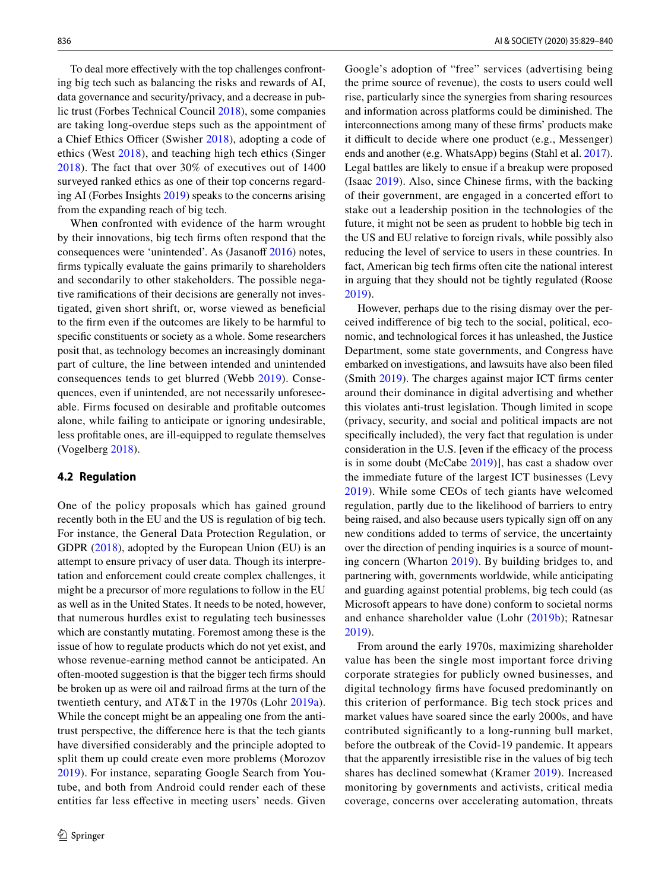To deal more effectively with the top challenges confronting big tech such as balancing the risks and rewards of AI, data governance and security/privacy, and a decrease in public trust (Forbes Technical Council 2018), some companies are taking long-overdue steps such as the appointment of a Chief Ethics Officer (Swisher 2018), adopting a code of ethics (West 2018), and teaching high tech ethics (Singer 2018). The fact that over 30% of executives out of 1400 surveyed ranked ethics as one of their top concerns regarding AI (Forbes Insights 2019) speaks to the concerns arising from the expanding reach of big tech.

When confronted with evidence of the harm wrought by their innovations, big tech firms often respond that the consequences were 'unintended'. As (Jasanoff 2016) notes, firms typically evaluate the gains primarily to shareholders and secondarily to other stakeholders. The possible negative ramifications of their decisions are generally not investigated, given short shrift, or, worse viewed as beneficial to the firm even if the outcomes are likely to be harmful to specific constituents or society as a whole. Some researchers posit that, as technology becomes an increasingly dominant part of culture, the line between intended and unintended consequences tends to get blurred (Webb 2019). Consequences, even if unintended, are not necessarily unforeseeable. Firms focused on desirable and profitable outcomes alone, while failing to anticipate or ignoring undesirable, less profitable ones, are ill-equipped to regulate themselves (Vogelberg 2018).

### 4.2 Regulation

One of the policy proposals which has gained ground recently both in the EU and the US is regulation of big tech. For instance, the General Data Protection Regulation, or GDPR (2018), adopted by the European Union (EU) is an attempt to ensure privacy of user data. Though its interpretation and enforcement could create complex challenges, it might be a precursor of more regulations to follow in the EU as well as in the United States. It needs to be noted, however, that numerous hurdles exist to regulating tech businesses which are constantly mutating. Foremost among these is the issue of how to regulate products which do not yet exist, and whose revenue-earning method cannot be anticipated. An often-mooted suggestion is that the bigger tech firms should be broken up as were oil and railroad firms at the turn of the twentieth century, and AT&T in the 1970s (Lohr 2019a). While the concept might be an appealing one from the anti-trust perspective, the difference here is that the tech giants have diversified considerably and the principle adopted to split them up could create even more problems (Morozov 2019). For instance, separating Google Search from Youtube, and both from Android could render each of these entities far less effective in meeting users' needs. Given Google's adoption of "free" services (advertising being the prime source of revenue), the costs to users could well rise, particularly since the synergies from sharing resources and information across platforms could be diminished. The interconnections among many of these firms' products make it difficult to decide where one product (e.g., Messenger) ends and another (e.g. WhatsApp) begins (Stahl et al. 2017). Legal battles are likely to ensue if a breakup were proposed (Isaac 2019). Also, since Chinese firms, with the backing of their government, are engaged in a concerted effort to stake out a leadership position in the technologies of the future, it might not be seen as prudent to hobble big tech in the US and EU relative to foreign rivals, while possibly also reducing the level of service to users in these countries. In fact, American big tech firms often cite the national interest in arguing that they should not be tightly regulated (Roose 2019).

However, perhaps due to the rising dismay over the perceived indifference of big tech to the social, political, economic, and technological forces it has unleashed, the Justice Department, some state governments, and Congress have embarked on investigations, and lawsuits have also been filed (Smith 2019). The charges against major ICT firms center around their dominance in digital advertising and whether this violates anti-trust legislation. Though limited in scope (privacy, security, and social and political impacts are not specifically included), the very fact that regulation is under consideration in the U.S. [even if the efficacy of the process is in some doubt (McCabe 2019)], has cast a shadow over the immediate future of the largest ICT businesses (Levy 2019). While some CEOs of tech giants have welcomed regulation, partly due to the likelihood of barriers to entry being raised, and also because users typically sign off on any new conditions added to terms of service, the uncertainty over the direction of pending inquiries is a source of mounting concern (Wharton 2019). By building bridges to, and partnering with, governments worldwide, while anticipating and guarding against potential problems, big tech could (as Microsoft appears to have done) conform to societal norms and enhance shareholder value (Lohr (2019b); Ratnesar 2019).

From around the early 1970s, maximizing shareholder value has been the single most important force driving corporate strategies for publicly owned businesses, and digital technology firms have focused predominantly on this criterion of performance. Big tech stock prices and market values have soared since the early 2000s, and have contributed significantly to a long-running bull market, before the outbreak of the Covid-19 pandemic. It appears that the apparently irresistible rise in the values of big tech shares has declined somewhat (Kramer 2019). Increased monitoring by governments and activists, critical media coverage, concerns over accelerating automation, threats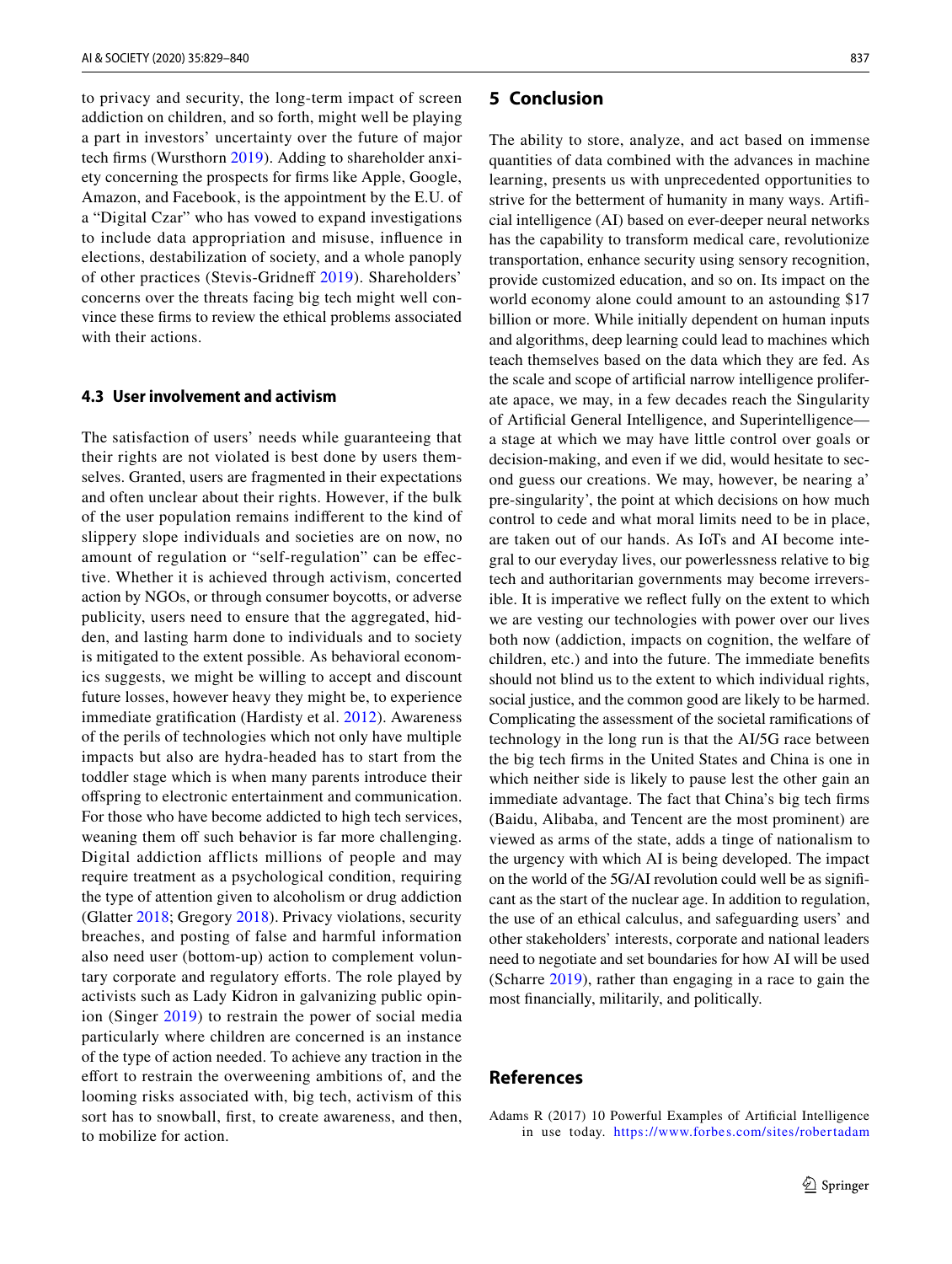to privacy and security, the long-term impact of screen addiction on children, and so forth, might well be playing a part in investors' uncertainty over the future of major tech firms (Wursthorn 2019). Adding to shareholder anxiety concerning the prospects for firms like Apple, Google, Amazon, and Facebook, is the appointment by the E.U. of a "Digital Czar" who has vowed to expand investigations to include data appropriation and misuse, influence in elections, destabilization of society, and a whole panoply of other practices (Stevis-Gridneff 2019). Shareholders' concerns over the threats facing big tech might well convince these firms to review the ethical problems associated with their actions.

### 4.3 User involvement and activism

The satisfaction of users' needs while guaranteeing that their rights are not violated is best done by users themselves. Granted, users are fragmented in their expectations and often unclear about their rights. However, if the bulk of the user population remains indifferent to the kind of slippery slope individuals and societies are on now, no amount of regulation or "self-regulation" can be effective. Whether it is achieved through activism, concerted action by NGOs, or through consumer boycotts, or adverse publicity, users need to ensure that the aggregated, hidden, and lasting harm done to individuals and to society is mitigated to the extent possible. As behavioral economics suggests, we might be willing to accept and discount future losses, however heavy they might be, to experience immediate gratification (Hardisty et al. 2012). Awareness of the perils of technologies which not only have multiple impacts but also are hydra-headed has to start from the toddler stage which is when many parents introduce their offspring to electronic entertainment and communication. For those who have become addicted to high tech services, weaning them off such behavior is far more challenging. Digital addiction afflicts millions of people and may require treatment as a psychological condition, requiring the type of attention given to alcoholism or drug addiction (Glatter 2018; Gregory 2018). Privacy violations, security breaches, and posting of false and harmful information also need user (bottom-up) action to complement voluntary corporate and regulatory efforts. The role played by activists such as Lady Kidron in galvanizing public opinion (Singer 2019) to restrain the power of social media particularly where children are concerned is an instance of the type of action needed. To achieve any traction in the effort to restrain the overweening ambitions of, and the looming risks associated with, big tech, activism of this sort has to snowball, first, to create awareness, and then, to mobilize for action.

## 5 Conclusion

The ability to store, analyze, and act based on immense quantities of data combined with the advances in machine learning, presents us with unprecedented opportunities to strive for the betterment of humanity in many ways. Artificial intelligence (AI) based on ever-deeper neural networks has the capability to transform medical care, revolutionize transportation, enhance security using sensory recognition, provide customized education, and so on. Its impact on the world economy alone could amount to an astounding $17 billion or more. While initially dependent on human inputs and algorithms, deep learning could lead to machines which teach themselves based on the data which they are fed. As the scale and scope of artificial narrow intelligence proliferate apace, we may, in a few decades reach the Singularity of Artificial General Intelligence, and Superintelligence—a stage at which we may have little control over goals or decision-making, and even if we did, would hesitate to second guess our creations. We may, however, be nearing a' pre-singularity', the point at which decisions on how much control to cede and what moral limits need to be in place, are taken out of our hands. As IoTs and AI become integral to our everyday lives, our powerlessness relative to big tech and authoritarian governments may become irreversible. It is imperative we reflect fully on the extent to which we are vesting our technologies with power over our lives both now (addiction, impacts on cognition, the welfare of children, etc.) and into the future. The immediate benefits should not blind us to the extent to which individual rights, social justice, and the common good are likely to be harmed. Complicating the assessment of the societal ramifications of technology in the long run is that the AI/5G race between the big tech firms in the United States and China is one in which neither side is likely to pause lest the other gain an immediate advantage. The fact that China's big tech firms (Baidu, Alibaba, and Tencent are the most prominent) are viewed as arms of the state, adds a tinge of nationalism to the urgency with which AI is being developed. The impact on the world of the 5G/AI revolution could well be as significant as the start of the nuclear age. In addition to regulation, the use of an ethical calculus, and safeguarding users' and other stakeholders' interests, corporate and national leaders need to negotiate and set boundaries for how AI will be used (Scharre 2019), rather than engaging in a race to gain the most financially, militarily, and politically.

## References

Adams R (2017) 10 Powerful Examples of Artificial Intelligence in use today. https://www.forbes.com/sites/robertadam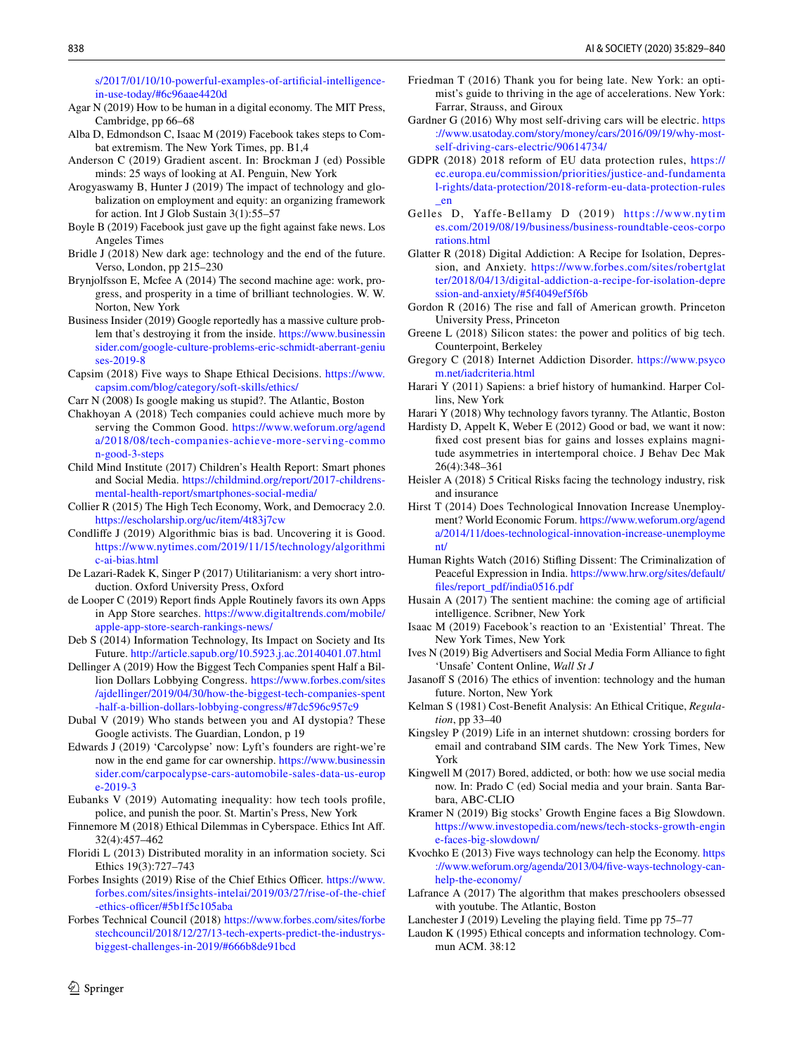s/2017/01/10/10-powerful-examples-of-artificial-intelligence-in-use-today/#6c96aae4420d

Agar N (2019) How to be human in a digital economy. The MIT Press, Cambridge, pp 66–68

Alba D, Edmondson C, Isaac M (2019) Facebook takes steps to Combat extremism. The New York Times, pp. B1,4

Anderson C (2019) Gradient ascent. In: Brockman J (ed) Possible minds: 25 ways of looking at AI. Penguin, New York

Arogyaswamy B, Hunter J (2019) The impact of technology and globalization on employment and equity: an organizing framework for action. Int J Glob Sustain 3(1):55–57

Boyle B (2019) Facebook just gave up the fight against fake news. Los Angeles Times

Bridle J (2018) New dark age: technology and the end of the future. Verso, London, pp 215–230

Brynjolfsson E, Mcfee A (2014) The second machine age: work, progress, and prosperity in a time of brilliant technologies. W. W. Norton, New York

Business Insider (2019) Google reportedly has a massive culture problem that's destroying it from the inside. https://www.businessinsider.com/google-culture-problems-eric-schmidt-aberrant-geniuses-2019-8

Capsim (2018) Five ways to Shape Ethical Decisions. https://www.capsim.com/blog/category/soft-skills/ethics/

Carr N (2008) Is google making us stupid?. The Atlantic, Boston

Chakhoyan A (2018) Tech companies could achieve much more by serving the Common Good. https://www.weforum.org/agenda/2018/08/tech-companies-achieve-more-serving-common-good-3-steps

Child Mind Institute (2017) Children's Health Report: Smart phones and Social Media. https://childmind.org/report/2017-childrens-mental-health-report/smartphones-social-media/

Collier R (2015) The High Tech Economy, Work, and Democracy 2.0. https://escholarship.org/uc/item/4t83j7cw

Condliffe J (2019) Algorithmic bias is bad. Uncovering it is Good. https://www.nytimes.com/2019/11/15/technology/algorithmic-ai-bias.html

De Lazari-Radek K, Singer P (2017) Utilitarianism: a very short introduction. Oxford University Press, Oxford

de Looper C (2019) Report finds Apple Routinely favors its own Apps in App Store searches. https://www.digitaltrends.com/mobile/apple-app-store-search-rankings-news/

Deb S (2014) Information Technology, Its Impact on Society and Its Future. http://article.sapub.org/10.5923.j.ac.20140401.07.html

Dellinger A (2019) How the Biggest Tech Companies spent Half a Billion Dollars Lobbying Congress. https://www.forbes.com/sites/ajdellinger/2019/04/30/how-the-biggest-tech-companies-spent-half-a-billion-dollars-lobbying-congress/#7dc596c957c9

Dubal V (2019) Who stands between you and AI dystopia? These Google activists. The Guardian, London, p 19

Edwards J (2019) 'Carcolypse' now: Lyft's founders are right-we're now in the end game for car ownership. https://www.businessinsider.com/carpocalypse-cars-automobile-sales-data-us-europe-2019-3

Eubanks V (2019) Automating inequality: how tech tools profile, police, and punish the poor. St. Martin's Press, New York

Finnemore M (2018) Ethical Dilemmas in Cyberspace. Ethics Int Aff. 32(4):457–462

Floridi L (2013) Distributed morality in an information society. Sci Ethics 19(3):727–743

Forbes Insights (2019) Rise of the Chief Ethics Officer. https://www.forbes.com/sites/insights-intelai/2019/03/27/rise-of-the-chief-ethics-officer/#5b1f5c105aba

Forbes Technical Council (2018) https://www.forbes.com/sites/forbestechcouncil/2018/12/27/13-tech-experts-predict-the-industrys-biggest-challenges-in-2019/#666b8de91bcd

Friedman T (2016) Thank you for being late. New York: an optimist's guide to thriving in the age of accelerations. New York: Farrar, Strauss, and Giroux

Gardner G (2016) Why most self-driving cars will be electric. https://www.usatoday.com/story/money/cars/2016/09/19/why-most-self-driving-cars-electric/90614734/

GDPR (2018) 2018 reform of EU data protection rules, https://ec.europa.eu/commission/priorities/justice-and-fundamental-rights/data-protection/2018-reform-eu-data-protection-rules_en

Gelles D, Yaffe-Bellamy D (2019) https://www.nytimes.com/2019/08/19/business/business-roundtable-ceos-corporations.html

Glatter R (2018) Digital Addiction: A Recipe for Isolation, Depression, and Anxiety. https://www.forbes.com/sites/robertglatter/2018/04/13/digital-addiction-a-recipe-for-isolation-depression-and-anxiety/#5f4049ef5f6b

Gordon R (2016) The rise and fall of American growth. Princeton University Press, Princeton

Greene L (2018) Silicon states: the power and politics of big tech. Counterpoint, Berkeley

Gregory C (2018) Internet Addiction Disorder. https://www.psycom.net/iadcriteria.html

Harari Y (2011) Sapiens: a brief history of humankind. Harper Collins, New York

Harari Y (2018) Why technology favors tyranny. The Atlantic, Boston

Hardisty D, Appelt K, Weber E (2012) Good or bad, we want it now: fixed cost present bias for gains and losses explains magnitude asymmetries in intertemporal choice. J Behav Dec Mak 26(4):348–361

Heisler A (2018) 5 Critical Risks facing the technology industry, risk and insurance

Hirst T (2014) Does Technological Innovation Increase Unemployment? World Economic Forum. https://www.weforum.org/agenda/2014/11/does-technological-innovation-increase-unemployment/

Human Rights Watch (2016) Stifling Dissent: The Criminalization of Peaceful Expression in India. https://www.hrw.org/sites/default/files/report_pdf/india0516.pdf

Husain A (2017) The sentient machine: the coming age of artificial intelligence. Scribner, New York

Isaac M (2019) Facebook's reaction to an 'Existential' Threat. The New York Times, New York

Ives N (2019) Big Advertisers and Social Media Form Alliance to fight 'Unsafe' Content Online, *Wall St J*

Jasanoff S (2016) The ethics of invention: technology and the human future. Norton, New York

Kelman S (1981) Cost-Benefit Analysis: An Ethical Critique, *Regulation*, pp 33–40

Kingsley P (2019) Life in an internet shutdown: crossing borders for email and contraband SIM cards. The New York Times, New York

Kingwell M (2017) Bored, addicted, or both: how we use social media now. In: Prado C (ed) Social media and your brain. Santa Barbara, ABC-CLIO

Kramer N (2019) Big stocks' Growth Engine faces a Big Slowdown. https://www.investopedia.com/news/tech-stocks-growth-engine-faces-big-slowdown/

Kvochko E (2013) Five ways technology can help the Economy. https://www.weforum.org/agenda/2013/04/five-ways-technology-can-help-the-economy/

Lafrance A (2017) The algorithm that makes preschoolers obsessed with youtube. The Atlantic, Boston

Lanchester J (2019) Leveling the playing field. Time pp 75–77

Laudon K (1995) Ethical concepts and information technology. Commun ACM. 38:12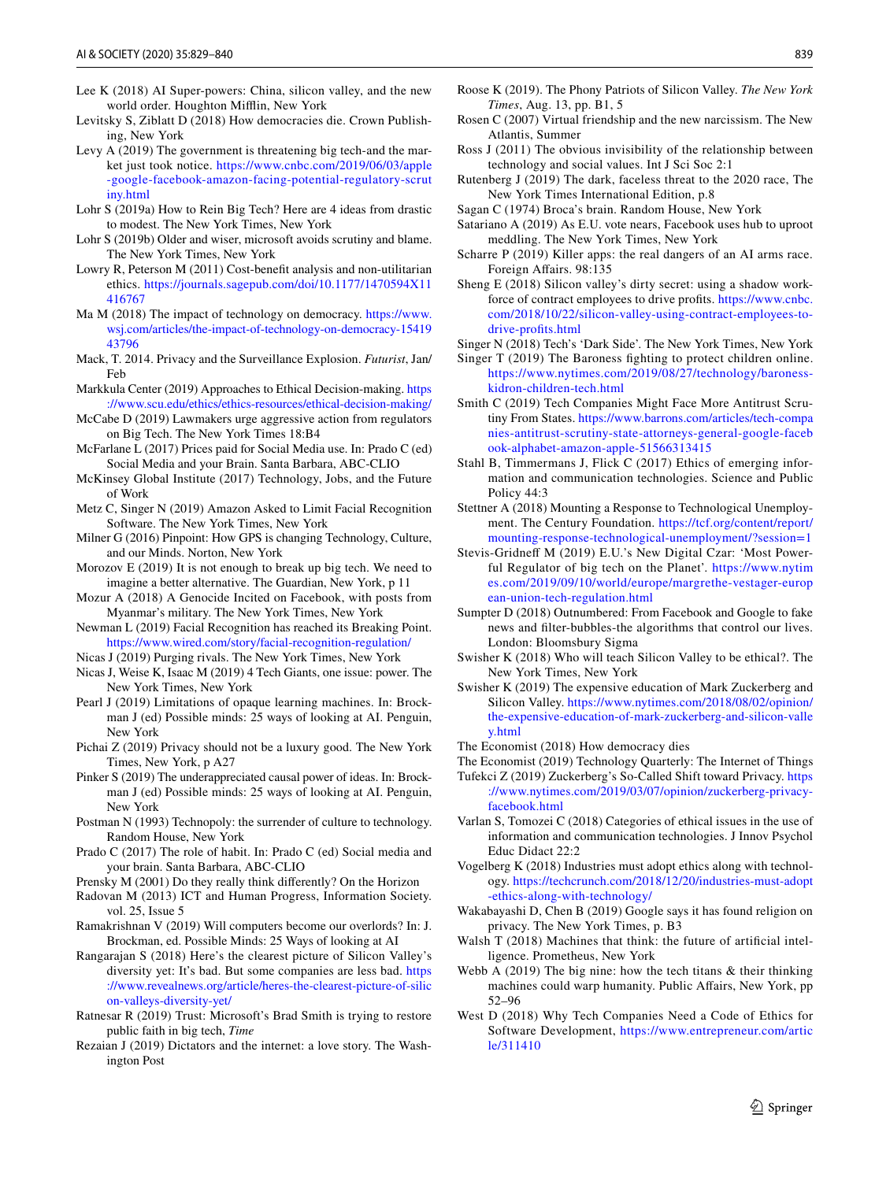Lee K (2018) AI Super-powers: China, silicon valley, and the new world order. Houghton Mifflin, New York

Levitsky S, Ziblatt D (2018) How democracies die. Crown Publishing, New York

Levy A (2019) The government is threatening big tech-and the market just took notice. https://www.cnbc.com/2019/06/03/apple-google-facebook-amazon-facing-potential-regulatory-scrutiny.html

Lohr S (2019a) How to Rein Big Tech? Here are 4 ideas from drastic to modest. The New York Times, New York

Lohr S (2019b) Older and wiser, microsoft avoids scrutiny and blame. The New York Times, New York

Lowry R, Peterson M (2011) Cost-benefit analysis and non-utilitarian ethics. https://journals.sagepub.com/doi/10.1177/1470594X11416767

Ma M (2018) The impact of technology on democracy. https://www.wsj.com/articles/the-impact-of-technology-on-democracy-1541943796

Mack, T. 2014. Privacy and the Surveillance Explosion. *Futurist*, Jan/Feb

Markkula Center (2019) Approaches to Ethical Decision-making. https://www.scu.edu/ethics/ethics-resources/ethical-decision-making/

McCabe D (2019) Lawmakers urge aggressive action from regulators on Big Tech. The New York Times 18:B4

McFarlane L (2017) Prices paid for Social Media use. In: Prado C (ed) Social Media and your Brain. Santa Barbara, ABC-CLIO

McKinsey Global Institute (2017) Technology, Jobs, and the Future of Work

Metz C, Singer N (2019) Amazon Asked to Limit Facial Recognition Software. The New York Times, New York

Milner G (2016) Pinpoint: How GPS is changing Technology, Culture, and our Minds. Norton, New York

Morozov E (2019) It is not enough to break up big tech. We need to imagine a better alternative. The Guardian, New York, p 11

Mozur A (2018) A Genocide Incited on Facebook, with posts from Myanmar's military. The New York Times, New York

Newman L (2019) Facial Recognition has reached its Breaking Point. https://www.wired.com/story/facial-recognition-regulation/

Nicas J (2019) Purging rivals. The New York Times, New York

Nicas J, Weise K, Isaac M (2019) 4 Tech Giants, one issue: power. The New York Times, New York

Pearl J (2019) Limitations of opaque learning machines. In: Brockman J (ed) Possible minds: 25 ways of looking at AI. Penguin, New York

Pichai Z (2019) Privacy should not be a luxury good. The New York Times, New York, p A27

Pinker S (2019) The underappreciated causal power of ideas. In: Brockman J (ed) Possible minds: 25 ways of looking at AI. Penguin, New York

Postman N (1993) Technopoly: the surrender of culture to technology. Random House, New York

Prado C (2017) The role of habit. In: Prado C (ed) Social media and your brain. Santa Barbara, ABC-CLIO

Prensky M (2001) Do they really think differently? On the Horizon

Radovan M (2013) ICT and Human Progress, Information Society. vol. 25, Issue 5

Ramakrishnan V (2019) Will computers become our overlords? In: J. Brockman, ed. Possible Minds: 25 Ways of looking at AI

Rangarajan S (2018) Here's the clearest picture of Silicon Valley's diversity yet: It's bad. But some companies are less bad. https://www.revealnews.org/article/heres-the-clearest-picture-of-silicon-valleys-diversity-yet/

Ratnesar R (2019) Trust: Microsoft's Brad Smith is trying to restore public faith in big tech, *Time*

Rezaian J (2019) Dictators and the internet: a love story. The Washington Post

Roose K (2019). The Phony Patriots of Silicon Valley. *The New York Times*, Aug. 13, pp. B1, 5

Rosen C (2007) Virtual friendship and the new narcissism. The New Atlantis, Summer

Ross J (2011) The obvious invisibility of the relationship between technology and social values. Int J Sci Soc 2:1

Rutenberg J (2019) The dark, faceless threat to the 2020 race, The New York Times International Edition, p.8

Sagan C (1974) Broca's brain. Random House, New York

Satariano A (2019) As E.U. vote nears, Facebook uses hub to uproot meddling. The New York Times, New York

Scharre P (2019) Killer apps: the real dangers of an AI arms race. Foreign Affairs. 98:135

Sheng E (2018) Silicon valley's dirty secret: using a shadow workforce of contract employees to drive profits. https://www.cnbc.com/2018/10/22/silicon-valley-using-contract-employees-to-drive-profits.html

Singer N (2018) Tech's 'Dark Side'. The New York Times, New York

Singer T (2019) The Baroness fighting to protect children online. https://www.nytimes.com/2019/08/27/technology/baroness-kidron-children-tech.html

Smith C (2019) Tech Companies Might Face More Antitrust Scrutiny From States. https://www.barrons.com/articles/tech-companies-antitrust-scrutiny-state-attorneys-general-google-facebook-alphabet-amazon-apple-51566313415

Stahl B, Timmermans J, Flick C (2017) Ethics of emerging information and communication technologies. Science and Public Policy 44:3

Stettner A (2018) Mounting a Response to Technological Unemployment. The Century Foundation. https://tcf.org/content/report/mounting-response-technological-unemployment/?session=1

Stevis-Gridneff M (2019) E.U.'s New Digital Czar: 'Most Powerful Regulator of big tech on the Planet'. https://www.nytimes.com/2019/09/10/world/europe/margrethe-vestager-european-union-tech-regulation.html

Sumpter D (2018) Outnumbered: From Facebook and Google to fake news and filter-bubbles-the algorithms that control our lives. London: Bloomsbury Sigma

Swisher K (2018) Who will teach Silicon Valley to be ethical?. The New York Times, New York

Swisher K (2019) The expensive education of Mark Zuckerberg and Silicon Valley. https://www.nytimes.com/2018/08/02/opinion/the-expensive-education-of-mark-zuckerberg-and-silicon-valley.html

The Economist (2018) How democracy dies

The Economist (2019) Technology Quarterly: The Internet of Things

Tufekci Z (2019) Zuckerberg's So-Called Shift toward Privacy. https://www.nytimes.com/2019/03/07/opinion/zuckerberg-privacy-facebook.html

Varlan S, Tomozei C (2018) Categories of ethical issues in the use of information and communication technologies. J Innov Psychol Educ Didact 22:2

Vogelberg K (2018) Industries must adopt ethics along with technology. https://techcrunch.com/2018/12/20/industries-must-adopt-ethics-along-with-technology/

Wakabayashi D, Chen B (2019) Google says it has found religion on privacy. The New York Times, p. B3

Walsh T (2018) Machines that think: the future of artificial intelligence. Prometheus, New York

Webb A (2019) The big nine: how the tech titans & their thinking machines could warp humanity. Public Affairs, New York, pp 52–96

West D (2018) Why Tech Companies Need a Code of Ethics for Software Development, https://www.entrepreneur.com/article/311410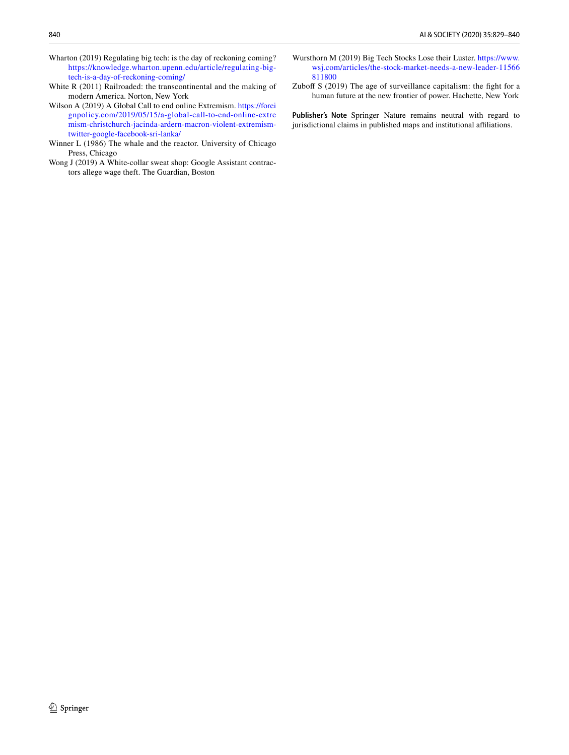Wharton (2019) Regulating big tech: is the day of reckoning coming? https://knowledge.wharton.upenn.edu/article/regulating-big-tech-is-a-day-of-reckoning-coming/

White R (2011) Railroaded: the transcontinental and the making of modern America. Norton, New York

Wilson A (2019) A Global Call to end online Extremism. https://foreignpolicy.com/2019/05/15/a-global-call-to-end-online-extremism-christchurch-jacinda-ardern-macron-violent-extremism-twitter-google-facebook-sri-lanka/

Winner L (1986) The whale and the reactor. University of Chicago Press, Chicago

Wong J (2019) A White-collar sweat shop: Google Assistant contractors allege wage theft. The Guardian, Boston

Wursthorn M (2019) Big Tech Stocks Lose their Luster. https://www.wsj.com/articles/the-stock-market-needs-a-new-leader-11566811800

Zuboff S (2019) The age of surveillance capitalism: the fight for a human future at the new frontier of power. Hachette, New York

**Publisher's Note** Springer Nature remains neutral with regard to jurisdictional claims in published maps and institutional affiliations.